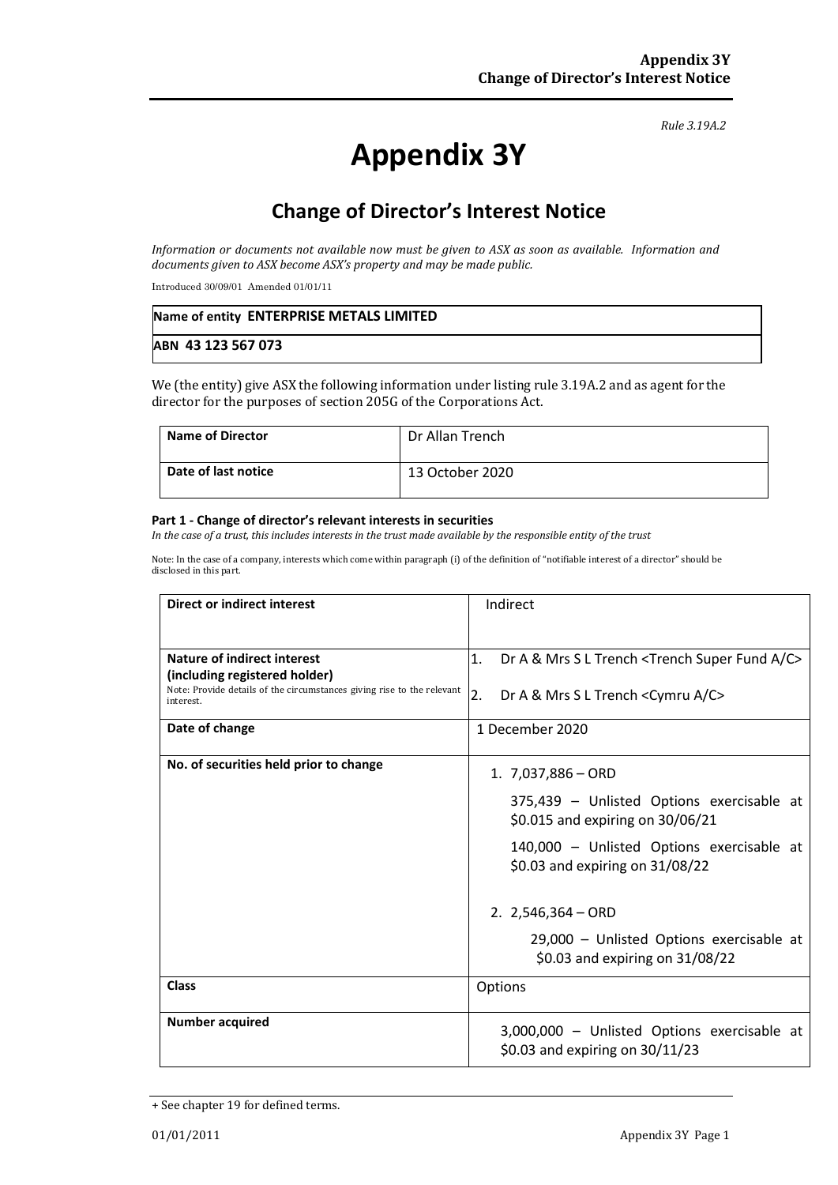*Rule 3.19A.2*

# Appendix 3Y

## Change of Director's Interest Notice

*Information or documents not available now must be given to ASX as soon as available. Information and documents given to ASX become ASX's property and may be made public.*

Introduced 30/09/01 Amended 01/01/11

| **Name of entity ENTERPRISE METALS LIMITED** |
|---|
| **ABN 43 123 567 073** |

We (the entity) give ASX the following information under listing rule 3.19A.2 and as agent for the director for the purposes of section 205G of the Corporations Act.

| **Name of Director** | Dr Allan Trench |
|---|---|
| **Date of last notice** | 13 October 2020 |

#### Part 1 - Change of director's relevant interests in securities

*In the case of a trust, this includes interests in the trust made available by the responsible entity of the trust*

Note: In the case of a company, interests which come within paragraph (i) of the definition of "notifiable interest of a director" should be disclosed in this part.

| **Direct or indirect interest** | Indirect |
|---|---|
| **Nature of indirect interest (including registered holder)**<br>Note: Provide details of the circumstances giving rise to the relevant interest. | 1. Dr A & Mrs S L Trench <Trench Super Fund A/C><br>2. Dr A & Mrs S L Trench <Cymru A/C> |
| **Date of change** | 1 December 2020 |
| **No. of securities held prior to change** | 1. 7,037,886 – ORD<br>375,439 – Unlisted Options exercisable at \$0.015 and expiring on 30/06/21<br>140,000 – Unlisted Options exercisable at \$0.03 and expiring on 31/08/22<br><br>2. 2,546,364 – ORD<br>29,000 – Unlisted Options exercisable at \$0.03 and expiring on 31/08/22 |
| **Class** | Options |
| **Number acquired** | 3,000,000 – Unlisted Options exercisable at \$0.03 and expiring on 30/11/23 |

+ See chapter 19 for defined terms.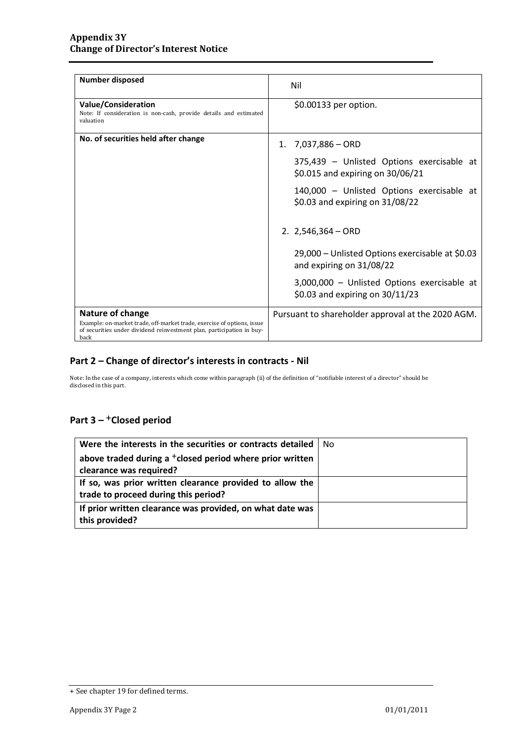| | |
|---|---|
| **Number disposed** | Nil |
| **Value/Consideration**<br>Note: If consideration is non-cash, provide details and estimated valuation | $0.00133 per option. |
| **No. of securities held after change** | 1. 7,037,886 – ORD<br><br>375,439 – Unlisted Options exercisable at $0.015 and expiring on 30/06/21<br><br>140,000 – Unlisted Options exercisable at $0.03 and expiring on 31/08/22<br><br>2. 2,546,364 – ORD<br><br>29,000 – Unlisted Options exercisable at $0.03 and expiring on 31/08/22<br><br>3,000,000 – Unlisted Options exercisable at $0.03 and expiring on 30/11/23 |
| **Nature of change**<br>Example: on-market trade, off-market trade, exercise of options, issue of securities under dividend reinvestment plan, participation in buy-back | Pursuant to shareholder approval at the 2020 AGM. |

## Part 2 – Change of director's interests in contracts - Nil

Note: In the case of a company, interests which come within paragraph (ii) of the definition of "notifiable interest of a director" should be disclosed in this part.

## Part 3 – +Closed period

| | |
|---|---|
| **Were the interests in the securities or contracts detailed above traded during a +closed period where prior written clearance was required?** | No |
| **If so, was prior written clearance provided to allow the trade to proceed during this period?** | |
| **If prior written clearance was provided, on what date was this provided?** | |

+ See chapter 19 for defined terms.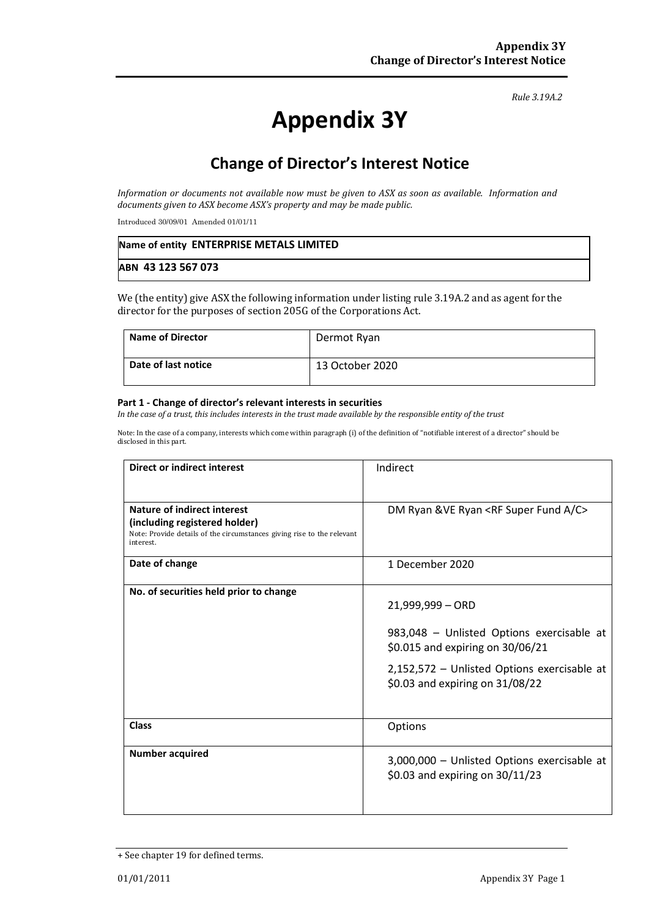*Rule 3.19A.2*

# Appendix 3Y

## Change of Director's Interest Notice

*Information or documents not available now must be given to ASX as soon as available. Information and documents given to ASX become ASX's property and may be made public.*

Introduced 30/09/01 Amended 01/01/11

| **Name of entity ENTERPRISE METALS LIMITED** |
|---|
| **ABN 43 123 567 073** |

We (the entity) give ASX the following information under listing rule 3.19A.2 and as agent for the director for the purposes of section 205G of the Corporations Act.

| **Name of Director** | Dermot Ryan |
|---|---|
| **Date of last notice** | 13 October 2020 |

**Part 1 - Change of director's relevant interests in securities**

*In the case of a trust, this includes interests in the trust made available by the responsible entity of the trust*

Note: In the case of a company, interests which come within paragraph (i) of the definition of "notifiable interest of a director" should be disclosed in this part.

| **Direct or indirect interest** | Indirect |
|---|---|
| **Nature of indirect interest (including registered holder)**<br>Note: Provide details of the circumstances giving rise to the relevant interest. | DM Ryan &VE Ryan <RF Super Fund A/C> |
| **Date of change** | 1 December 2020 |
| **No. of securities held prior to change** | 21,999,999 – ORD<br><br>983,048 – Unlisted Options exercisable at $0.015 and expiring on 30/06/21<br><br>2,152,572 – Unlisted Options exercisable at $0.03 and expiring on 31/08/22 |
| **Class** | Options |
| **Number acquired** | 3,000,000 – Unlisted Options exercisable at $0.03 and expiring on 30/11/23 |

+ See chapter 19 for defined terms.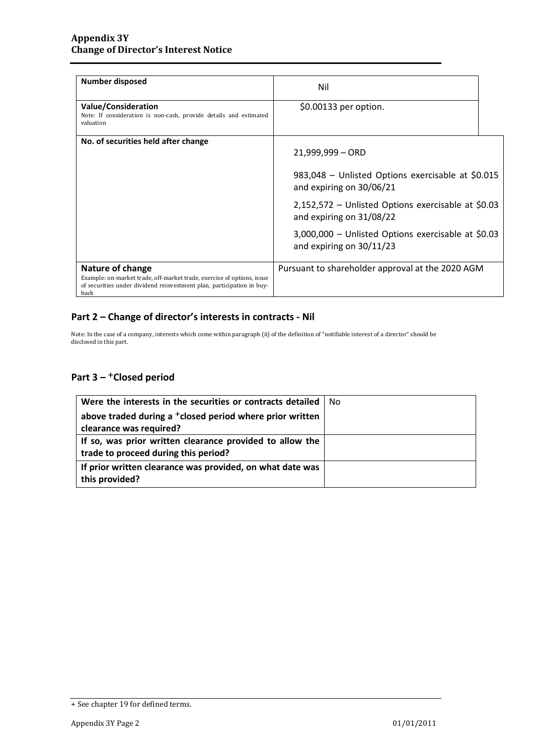| | |
|---|---|
| **Number disposed** | Nil |
| **Value/Consideration**<br>Note: If consideration is non-cash, provide details and estimated valuation | $0.00133 per option. |
| **No. of securities held after change** | 21,999,999 – ORD<br><br>983,048 – Unlisted Options exercisable at $0.015 and expiring on 30/06/21<br><br>2,152,572 – Unlisted Options exercisable at $0.03 and expiring on 31/08/22<br><br>3,000,000 – Unlisted Options exercisable at $0.03 and expiring on 30/11/23 |
| **Nature of change**<br>Example: on-market trade, off-market trade, exercise of options, issue of securities under dividend reinvestment plan, participation in buy-back | Pursuant to shareholder approval at the 2020 AGM |

## Part 2 – Change of director's interests in contracts - Nil

Note: In the case of a company, interests which come within paragraph (ii) of the definition of "notifiable interest of a director" should be disclosed in this part.

## Part 3 – +Closed period

| | |
|---|---|
| **Were the interests in the securities or contracts detailed above traded during a +closed period where prior written clearance was required?** | No |
| **If so, was prior written clearance provided to allow the trade to proceed during this period?** | |
| **If prior written clearance was provided, on what date was this provided?** | |

+ See chapter 19 for defined terms.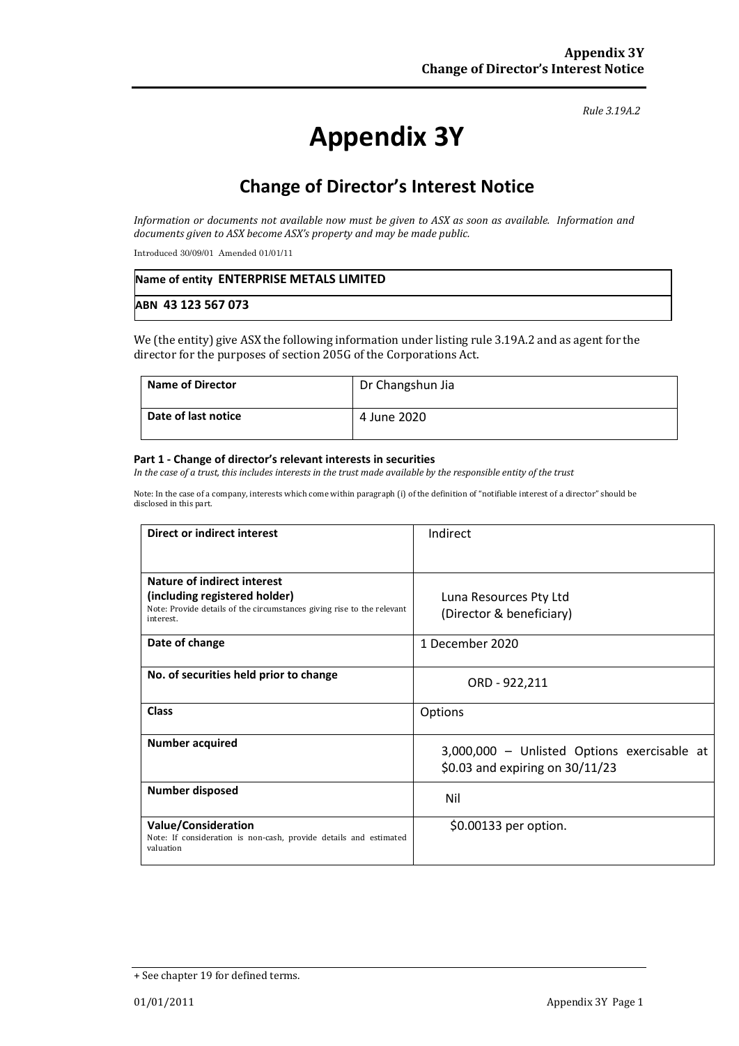*Rule 3.19A.2*

# Appendix 3Y

## Change of Director's Interest Notice

*Information or documents not available now must be given to ASX as soon as available. Information and documents given to ASX become ASX's property and may be made public.*

Introduced 30/09/01 Amended 01/01/11

| **Name of entity ENTERPRISE METALS LIMITED** |
|---|
| **ABN 43 123 567 073** |

We (the entity) give ASX the following information under listing rule 3.19A.2 and as agent for the director for the purposes of section 205G of the Corporations Act.

| **Name of Director** | Dr Changshun Jia |
|---|---|
| **Date of last notice** | 4 June 2020 |

**Part 1 - Change of director's relevant interests in securities**

*In the case of a trust, this includes interests in the trust made available by the responsible entity of the trust*

Note: In the case of a company, interests which come within paragraph (i) of the definition of "notifiable interest of a director" should be disclosed in this part.

| **Direct or indirect interest** | Indirect |
|---|---|
| **Nature of indirect interest (including registered holder)** Note: Provide details of the circumstances giving rise to the relevant interest. | Luna Resources Pty Ltd (Director & beneficiary) |
| **Date of change** | 1 December 2020 |
| **No. of securities held prior to change** | ORD - 922,211 |
| **Class** | Options |
| **Number acquired** | 3,000,000 – Unlisted Options exercisable at $0.03 and expiring on 30/11/23 |
| **Number disposed** | Nil |
| **Value/Consideration** Note: If consideration is non-cash, provide details and estimated valuation | $0.00133 per option. |

+ See chapter 19 for defined terms.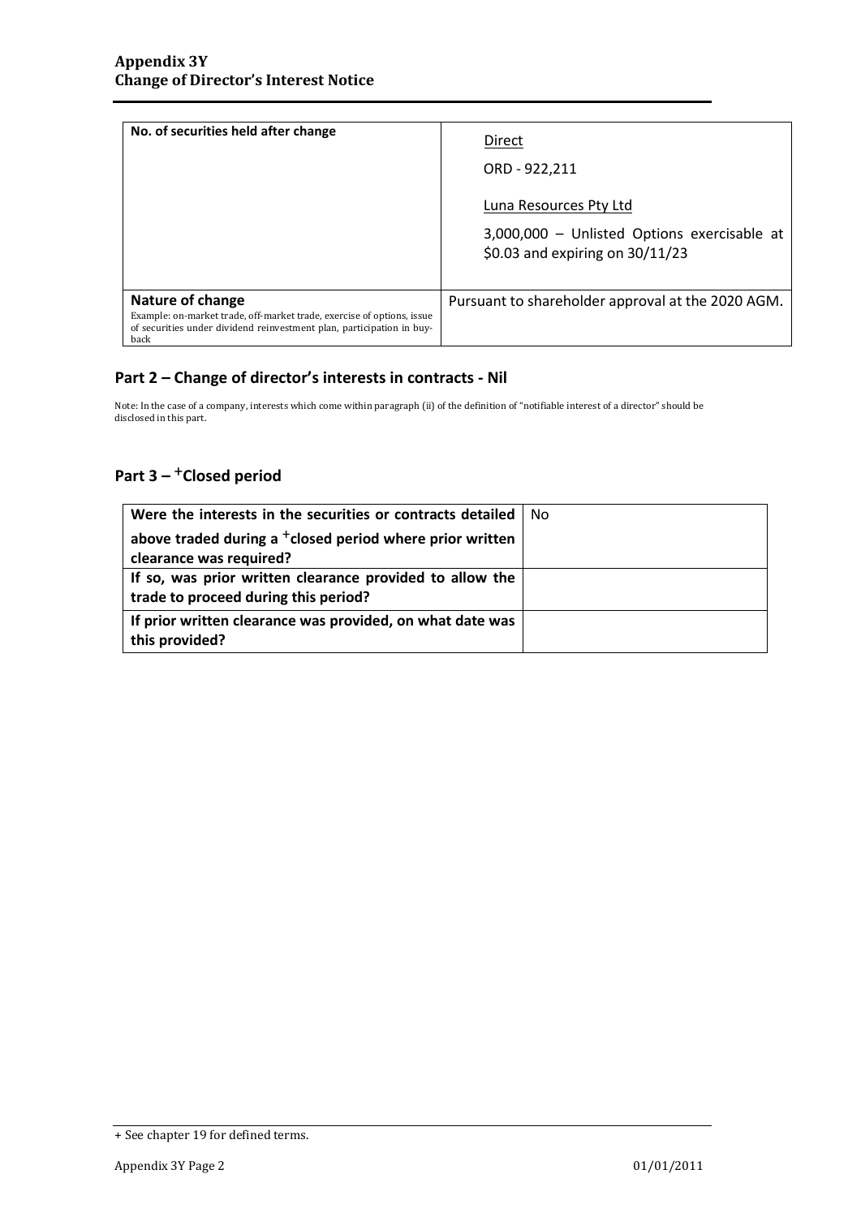| | |
|---|---|
| **No. of securities held after change** | Direct<br><br>ORD - 922,211<br><br>Luna Resources Pty Ltd<br><br>3,000,000 – Unlisted Options exercisable at $0.03 and expiring on 30/11/23 |
| **Nature of change**<br>Example: on-market trade, off-market trade, exercise of options, issue of securities under dividend reinvestment plan, participation in buy-back | Pursuant to shareholder approval at the 2020 AGM. |

## Part 2 – Change of director's interests in contracts - Nil

Note: In the case of a company, interests which come within paragraph (ii) of the definition of "notifiable interest of a director" should be disclosed in this part.

## Part 3 – +Closed period

| | |
|---|---|
| **Were the interests in the securities or contracts detailed above traded during a +closed period where prior written clearance was required?** | No |
| **If so, was prior written clearance provided to allow the trade to proceed during this period?** | |
| **If prior written clearance was provided, on what date was this provided?** | |

+ See chapter 19 for defined terms.